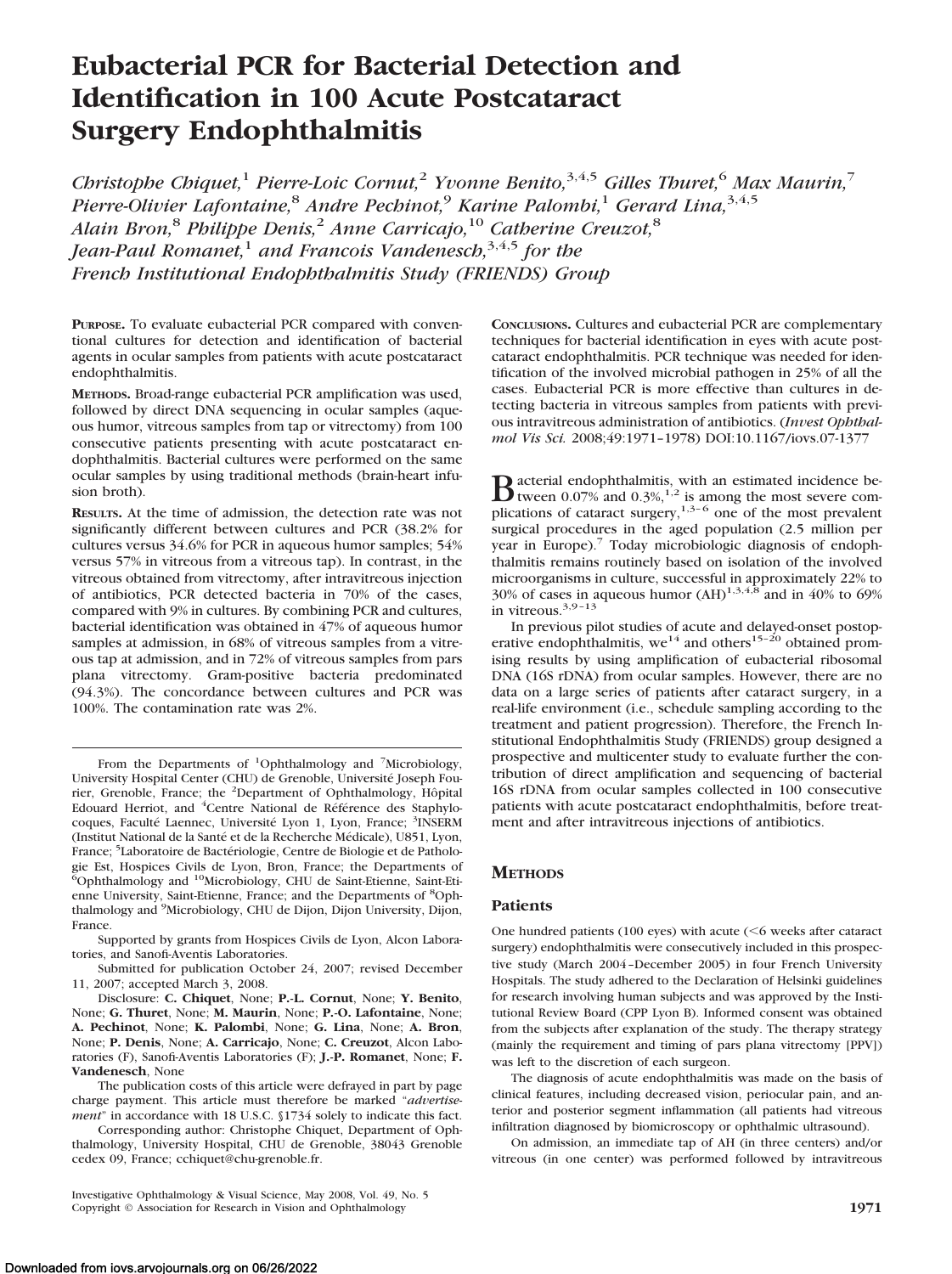# Eubacterial PCR for Bacterial Detection and Identification in 100 Acute Postcataract Surgery Endophthalmitis

*Christophe Chiquet,[1] Pierre-Loic Cornut,[2] Yvonne Benito,[3,4,5] Gilles Thuret,[6] Max Maurin,[7] Pierre-Olivier Lafontaine,[8] Andre Pechinot,[9] Karine Palombi,[1] Gerard Lina,[3,4,5] Alain Bron,[8] Philippe Denis,[2] Anne Carricajo,[10] Catherine Creuzot,[8] Jean-Paul Romanet,[1] and Francois Vandenesch,[3,4,5] for the French Institutional Endophthalmitis Study (FRIENDS) Group*

**PURPOSE.** To evaluate eubacterial PCR compared with conventional cultures for detection and identification of bacterial agents in ocular samples from patients with acute postcataract endophthalmitis.

**METHODS.** Broad-range eubacterial PCR amplification was used, followed by direct DNA sequencing in ocular samples (aqueous humor, vitreous samples from tap or vitrectomy) from 100 consecutive patients presenting with acute postcataract endophthalmitis. Bacterial cultures were performed on the same ocular samples by using traditional methods (brain-heart infusion broth).

**RESULTS.** At the time of admission, the detection rate was not significantly different between cultures and PCR (38.2% for cultures versus 34.6% for PCR in aqueous humor samples; 54% versus 57% in vitreous from a vitreous tap). In contrast, in the vitreous obtained from vitrectomy, after intravitreous injection of antibiotics, PCR detected bacteria in 70% of the cases, compared with 9% in cultures. By combining PCR and cultures, bacterial identification was obtained in 47% of aqueous humor samples at admission, in 68% of vitreous samples from a vitreous tap at admission, and in 72% of vitreous samples from pars plana vitrectomy. Gram-positive bacteria predominated (94.3%). The concordance between cultures and PCR was 100%. The contamination rate was 2%.

**CONCLUSIONS.** Cultures and eubacterial PCR are complementary techniques for bacterial identification in eyes with acute postcataract endophthalmitis. PCR technique was needed for identification of the involved microbial pathogen in 25% of all the cases. Eubacterial PCR is more effective than cultures in detecting bacteria in vitreous samples from patients with previous intravitreous administration of antibiotics. (*Invest Ophthalmol Vis Sci.* 2008;49:1971–1978) DOI:10.1167/iovs.07-1377

From the Departments of [1]Ophthalmology and [7]Microbiology, University Hospital Center (CHU) de Grenoble, Université Joseph Fourier, Grenoble, France; the [2]Department of Ophthalmology, Hôpital Edouard Herriot, and [4]Centre National de Référence des Staphylocoques, Faculté Laennec, Université Lyon 1, Lyon, France; [3]INSERM (Institut National de la Santé et de la Recherche Médicale), U851, Lyon, France; [5]Laboratoire de Bactériologie, Centre de Biologie et de Pathologie Est, Hospices Civils de Lyon, Bron, France; the Departments of [6]Ophthalmology and [10]Microbiology, CHU de Saint-Etienne, Saint-Etienne University, Saint-Etienne, France; and the Departments of [8]Ophthalmology and [9]Microbiology, CHU de Dijon, Dijon University, Dijon, France.

Supported by grants from Hospices Civils de Lyon, Alcon Laboratories, and Sanofi-Aventis Laboratories.

Submitted for publication October 24, 2007; revised December 11, 2007; accepted March 3, 2008.

Disclosure: **C. Chiquet**, None; **P.-L. Cornut**, None; **Y. Benito**, None; **G. Thuret**, None; **M. Maurin**, None; **P.-O. Lafontaine**, None; **A. Pechinot**, None; **K. Palombi**, None; **G. Lina**, None; **A. Bron**, None; **P. Denis**, None; **A. Carricajo**, None; **C. Creuzot**, Alcon Laboratories (F), Sanofi-Aventis Laboratories (F); **J.-P. Romanet**, None; **F. Vandenesch**, None

The publication costs of this article were defrayed in part by page charge payment. This article must therefore be marked "*advertisement*" in accordance with 18 U.S.C. §1734 solely to indicate this fact.

Corresponding author: Christophe Chiquet, Department of Ophthalmology, University Hospital, CHU de Grenoble, 38043 Grenoble cedex 09, France; cchiquet@chu-grenoble.fr.

Bacterial endophthalmitis, with an estimated incidence between 0.07% and 0.3%,[1,2] is among the most severe complications of cataract surgery,[1,3–6] one of the most prevalent surgical procedures in the aged population (2.5 million per year in Europe).[7] Today microbiologic diagnosis of endophthalmitis remains routinely based on isolation of the involved microorganisms in culture, successful in approximately 22% to 30% of cases in aqueous humor (AH)[1,3,4,8] and in 40% to 69% in vitreous.[3,9–13]

In previous pilot studies of acute and delayed-onset postoperative endophthalmitis, we[14] and others[15–20] obtained promising results by using amplification of eubacterial ribosomal DNA (16S rDNA) from ocular samples. However, there are no data on a large series of patients after cataract surgery, in a real-life environment (i.e., schedule sampling according to the treatment and patient progression). Therefore, the French Institutional Endophthalmitis Study (FRIENDS) group designed a prospective and multicenter study to evaluate further the contribution of direct amplification and sequencing of bacterial 16S rDNA from ocular samples collected in 100 consecutive patients with acute postcataract endophthalmitis, before treatment and after intravitreous injections of antibiotics.

## METHODS

### Patients

One hundred patients (100 eyes) with acute (<6 weeks after cataract surgery) endophthalmitis were consecutively included in this prospective study (March 2004–December 2005) in four French University Hospitals. The study adhered to the Declaration of Helsinki guidelines for research involving human subjects and was approved by the Institutional Review Board (CPP Lyon B). Informed consent was obtained from the subjects after explanation of the study. The therapy strategy (mainly the requirement and timing of pars plana vitrectomy [PPV]) was left to the discretion of each surgeon.

The diagnosis of acute endophthalmitis was made on the basis of clinical features, including decreased vision, periocular pain, and anterior and posterior segment inflammation (all patients had vitreous infiltration diagnosed by biomicroscopy or ophthalmic ultrasound).

On admission, an immediate tap of AH (in three centers) and/or vitreous (in one center) was performed followed by intravitreous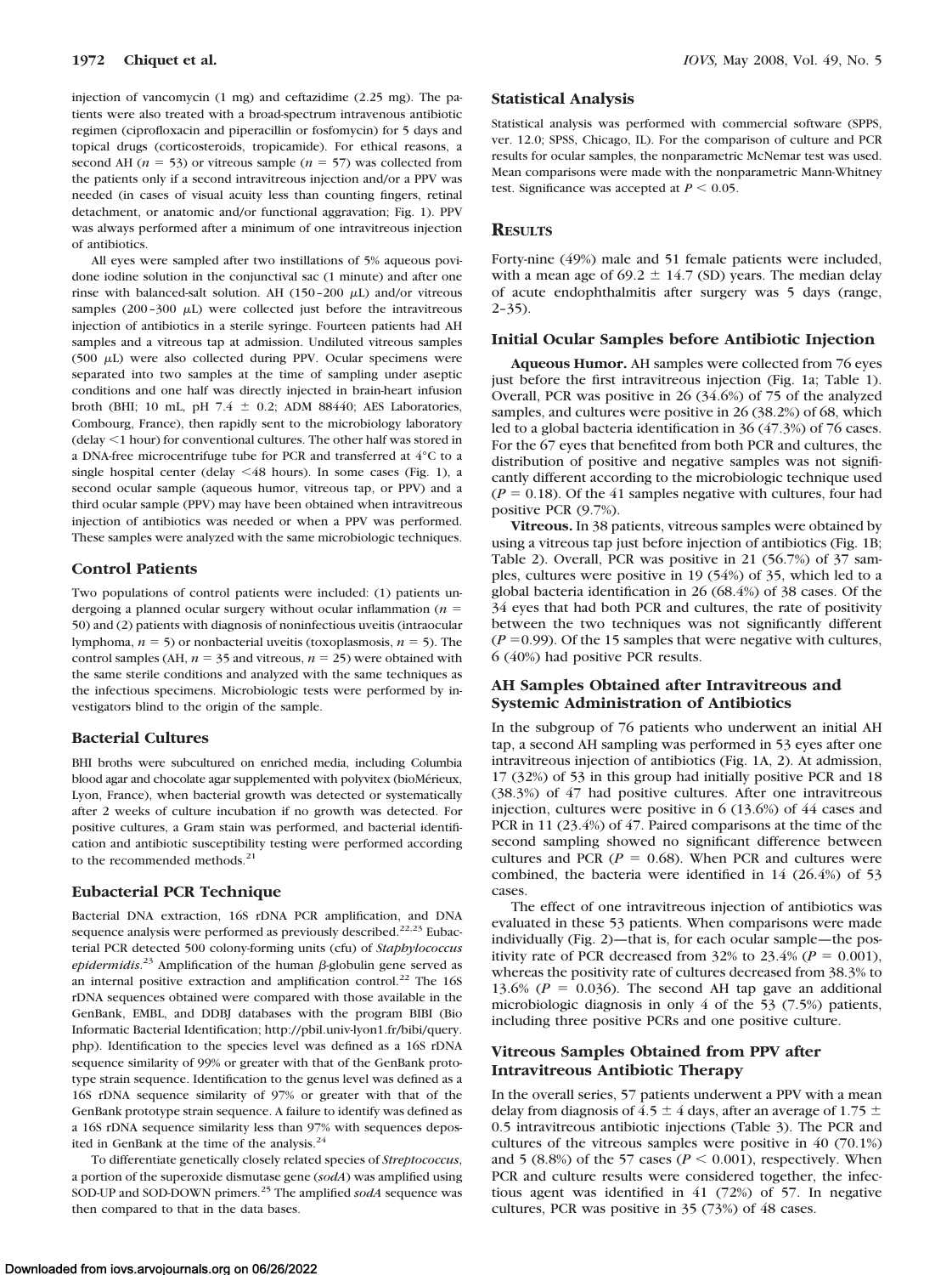injection of vancomycin (1 mg) and ceftazidime (2.25 mg). The patients were also treated with a broad-spectrum intravenous antibiotic regimen (ciprofloxacin and piperacillin or fosfomycin) for 5 days and topical drugs (corticosteroids, tropicamide). For ethical reasons, a second AH ($n = 53$) or vitreous sample ($n = 57$) was collected from the patients only if a second intravitreous injection and/or a PPV was needed (in cases of visual acuity less than counting fingers, retinal detachment, or anatomic and/or functional aggravation; Fig. 1). PPV was always performed after a minimum of one intravitreous injection of antibiotics.

All eyes were sampled after two instillations of 5% aqueous povidone iodine solution in the conjunctival sac (1 minute) and after one rinse with balanced-salt solution. AH (150–200 μL) and/or vitreous samples (200–300 μL) were collected just before the intravitreous injection of antibiotics in a sterile syringe. Fourteen patients had AH samples and a vitreous tap at admission. Undiluted vitreous samples (500 μL) were also collected during PPV. Ocular specimens were separated into two samples at the time of sampling under aseptic conditions and one half was directly injected in brain-heart infusion broth (BHI; 10 mL, pH 7.4 ± 0.2; ADM 88440; AES Laboratories, Combourg, France), then rapidly sent to the microbiology laboratory (delay <1 hour) for conventional cultures. The other half was stored in a DNA-free microcentrifuge tube for PCR and transferred at 4°C to a single hospital center (delay <48 hours). In some cases (Fig. 1), a second ocular sample (aqueous humor, vitreous tap, or PPV) and a third ocular sample (PPV) may have been obtained when intravitreous injection of antibiotics was needed or when a PPV was performed. These samples were analyzed with the same microbiologic techniques.

### Control Patients

Two populations of control patients were included: (1) patients undergoing a planned ocular surgery without ocular inflammation ($n = 50$) and (2) patients with diagnosis of noninfectious uveitis (intraocular lymphoma, $n = 5$) or nonbacterial uveitis (toxoplasmosis, $n = 5$). The control samples (AH, $n = 35$ and vitreous, $n = 25$) were obtained with the same sterile conditions and analyzed with the same techniques as the infectious specimens. Microbiologic tests were performed by investigators blind to the origin of the sample.

### Bacterial Cultures

BHI broths were subcultured on enriched media, including Columbia blood agar and chocolate agar supplemented with polyvitex (bioMérieux, Lyon, France), when bacterial growth was detected or systematically after 2 weeks of culture incubation if no growth was detected. For positive cultures, a Gram stain was performed, and bacterial identification and antibiotic susceptibility testing were performed according to the recommended methods.[21]

### Eubacterial PCR Technique

Bacterial DNA extraction, 16S rDNA PCR amplification, and DNA sequence analysis were performed as previously described.[22,23] Eubacterial PCR detected 500 colony-forming units (cfu) of *Staphylococcus epidermidis*.[23] Amplification of the human β-globulin gene served as an internal positive extraction and amplification control.[22] The 16S rDNA sequences obtained were compared with those available in the GenBank, EMBL, and DDBJ databases with the program BIBI (Bio Informatic Bacterial Identification; http://pbil.univ-lyon1.fr/bibi/query.php). Identification to the species level was defined as a 16S rDNA sequence similarity of 99% or greater with that of the GenBank prototype strain sequence. Identification to the genus level was defined as a 16S rDNA sequence similarity of 97% or greater with that of the GenBank prototype strain sequence. A failure to identify was defined as a 16S rDNA sequence similarity less than 97% with sequences deposited in GenBank at the time of the analysis.[24]

To differentiate genetically closely related species of *Streptococcus*, a portion of the superoxide dismutase gene (*sodA*) was amplified using SOD-UP and SOD-DOWN primers.[25] The amplified *sodA* sequence was then compared to that in the data bases.

### Statistical Analysis

Statistical analysis was performed with commercial software (SPPS, ver. 12.0; SPSS, Chicago, IL). For the comparison of culture and PCR results for ocular samples, the nonparametric McNemar test was used. Mean comparisons were made with the nonparametric Mann-Whitney test. Significance was accepted at $P < 0.05$.

## Results

Forty-nine (49%) male and 51 female patients were included, with a mean age of 69.2 ± 14.7 (SD) years. The median delay of acute endophthalmitis after surgery was 5 days (range, 2–35).

### Initial Ocular Samples before Antibiotic Injection

**Aqueous Humor.** AH samples were collected from 76 eyes just before the first intravitreous injection (Fig. 1a; Table 1). Overall, PCR was positive in 26 (34.6%) of 75 of the analyzed samples, and cultures were positive in 26 (38.2%) of 68, which led to a global bacteria identification in 36 (47.3%) of 76 cases. For the 67 eyes that benefited from both PCR and cultures, the distribution of positive and negative samples was not significantly different according to the microbiologic technique used ($P = 0.18$). Of the 41 samples negative with cultures, four had positive PCR (9.7%).

**Vitreous.** In 38 patients, vitreous samples were obtained by using a vitreous tap just before injection of antibiotics (Fig. 1B; Table 2). Overall, PCR was positive in 21 (56.7%) of 37 samples, cultures were positive in 19 (54%) of 35, which led to a global bacteria identification in 26 (68.4%) of 38 cases. Of the 34 eyes that had both PCR and cultures, the rate of positivity between the two techniques was not significantly different ($P = 0.99$). Of the 15 samples that were negative with cultures, 6 (40%) had positive PCR results.

### AH Samples Obtained after Intravitreous and Systemic Administration of Antibiotics

In the subgroup of 76 patients who underwent an initial AH tap, a second AH sampling was performed in 53 eyes after one intravitreous injection of antibiotics (Fig. 1A, 2). At admission, 17 (32%) of 53 in this group had initially positive PCR and 18 (38.3%) of 47 had positive cultures. After one intravitreous injection, cultures were positive in 6 (13.6%) of 44 cases and PCR in 11 (23.4%) of 47. Paired comparisons at the time of the second sampling showed no significant difference between cultures and PCR ($P = 0.68$). When PCR and cultures were combined, the bacteria were identified in 14 (26.4%) of 53 cases.

The effect of one intravitreous injection of antibiotics was evaluated in these 53 patients. When comparisons were made individually (Fig. 2)—that is, for each ocular sample—the positivity rate of PCR decreased from 32% to 23.4% ($P = 0.001$), whereas the positivity rate of cultures decreased from 38.3% to 13.6% ($P = 0.036$). The second AH tap gave an additional microbiologic diagnosis in only 4 of the 53 (7.5%) patients, including three positive PCRs and one positive culture.

### Vitreous Samples Obtained from PPV after Intravitreous Antibiotic Therapy

In the overall series, 57 patients underwent a PPV with a mean delay from diagnosis of 4.5 ± 4 days, after an average of 1.75 ± 0.5 intravitreous antibiotic injections (Table 3). The PCR and cultures of the vitreous samples were positive in 40 (70.1%) and 5 (8.8%) of the 57 cases ($P < 0.001$), respectively. When PCR and culture results were considered together, the infectious agent was identified in 41 (72%) of 57. In negative cultures, PCR was positive in 35 (73%) of 48 cases.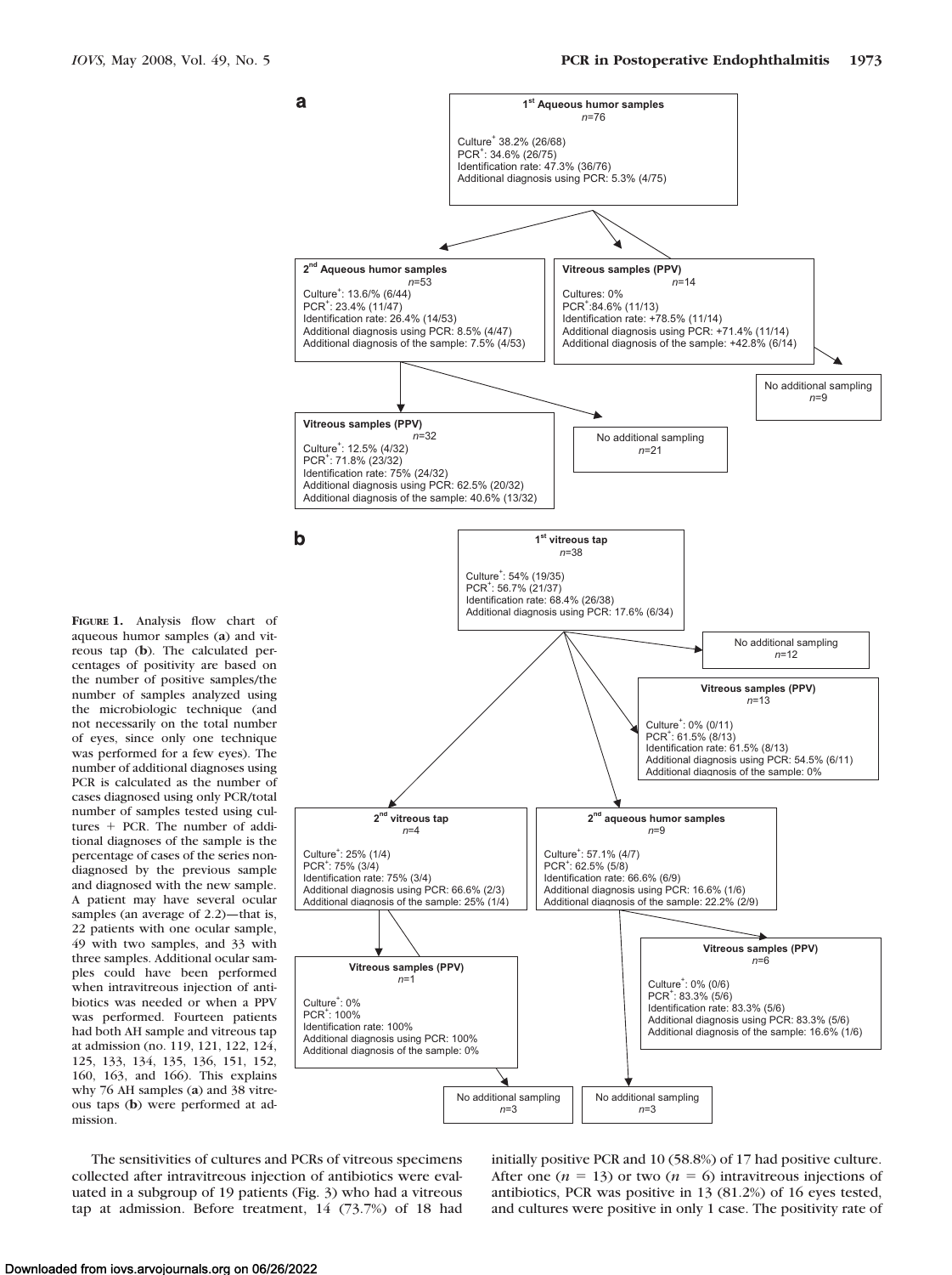**a**

**1st Aqueous humor samples**
*n*=76

Culture+ 38.2% (26/68)
PCR+: 34.6% (26/75)
Identification rate: 47.3% (36/76)
Additional diagnosis using PCR: 5.3% (4/75)

**2nd Aqueous humor samples**
*n*=53
Culture+: 13.6/% (6/44)
PCR+: 23.4% (11/47)
Identification rate: 26.4% (14/53)
Additional diagnosis using PCR: 8.5% (4/47)
Additional diagnosis of the sample: 7.5% (4/53)

**Vitreous samples (PPV)**
*n*=14
Cultures: 0%
PCR+:84.6% (11/13)
Identification rate: +78.5% (11/14)
Additional diagnosis using PCR: +71.4% (11/14)
Additional diagnosis of the sample: +42.8% (6/14)

No additional sampling
*n*=9

**Vitreous samples (PPV)**
*n*=32
Culture+: 12.5% (4/32)
PCR+: 71.8% (23/32)
Identification rate: 75% (24/32)
Additional diagnosis using PCR: 62.5% (20/32)
Additional diagnosis of the sample: 40.6% (13/32)

No additional sampling
*n*=21

**b**

**1st vitreous tap**
*n*=38

Culture+: 54% (19/35)
PCR+: 56.7% (21/37)
Identification rate: 68.4% (26/38)
Additional diagnosis using PCR: 17.6% (6/34)

No additional sampling
*n*=12

**Vitreous samples (PPV)**
*n*=13

Culture+: 0% (0/11)
PCR+: 61.5% (8/13)
Identification rate: 61.5% (8/13)
Additional diagnosis using PCR: 54.5% (6/11)
Additional diagnosis of the sample: 0%

**2nd vitreous tap**
*n*=4

Culture+: 25% (1/4)
PCR+: 75% (3/4)
Identification rate: 75% (3/4)
Additional diagnosis using PCR: 66.6% (2/3)
Additional diagnosis of the sample: 25% (1/4)

**2nd aqueous humor samples**
*n*=9

Culture+: 57.1% (4/7)
PCR+: 62.5% (5/8)
Identification rate: 66.6% (6/9)
Additional diagnosis using PCR: 16.6% (1/6)
Additional diagnosis of the sample: 22.2% (2/9)

**Vitreous samples (PPV)**
*n*=1

Culture+: 0%
PCR+: 100%
Identification rate: 100%
Additional diagnosis using PCR: 100%
Additional diagnosis of the sample: 0%

**Vitreous samples (PPV)**
*n*=6

Culture+: 0% (0/6)
PCR+: 83.3% (5/6)
Identification rate: 83.3% (5/6)
Additional diagnosis using PCR: 83.3% (5/6)
Additional diagnosis of the sample: 16.6% (1/6)

No additional sampling
*n*=3

No additional sampling
*n*=3

**FIGURE 1.** Analysis flow chart of aqueous humor samples (**a**) and vitreous tap (**b**). The calculated percentages of positivity are based on the number of positive samples/the number of samples analyzed using the microbiologic technique (and not necessarily on the total number of eyes, since only one technique was performed for a few eyes). The number of additional diagnoses using PCR is calculated as the number of cases diagnosed using only PCR/total number of samples tested using cultures + PCR. The number of additional diagnoses of the sample is the percentage of cases of the series nondiagnosed by the previous sample and diagnosed with the new sample. A patient may have several ocular samples (an average of 2.2)—that is, 22 patients with one ocular sample, 49 with two samples, and 33 with three samples. Additional ocular samples could have been performed when intravitreous injection of antibiotics was needed or when a PPV was performed. Fourteen patients had both AH sample and vitreous tap at admission (no. 119, 121, 122, 124, 125, 133, 134, 135, 136, 151, 152, 160, 163, and 166). This explains why 76 AH samples (**a**) and 38 vitreous taps (**b**) were performed at admission.

The sensitivities of cultures and PCRs of vitreous specimens collected after intravitreous injection of antibiotics were evaluated in a subgroup of 19 patients (Fig. 3) who had a vitreous tap at admission. Before treatment, 14 (73.7%) of 18 had initially positive PCR and 10 (58.8%) of 17 had positive culture. After one ($n = 13$) or two ($n = 6$) intravitreous injections of antibiotics, PCR was positive in 13 (81.2%) of 16 eyes tested, and cultures were positive in only 1 case. The positivity rate of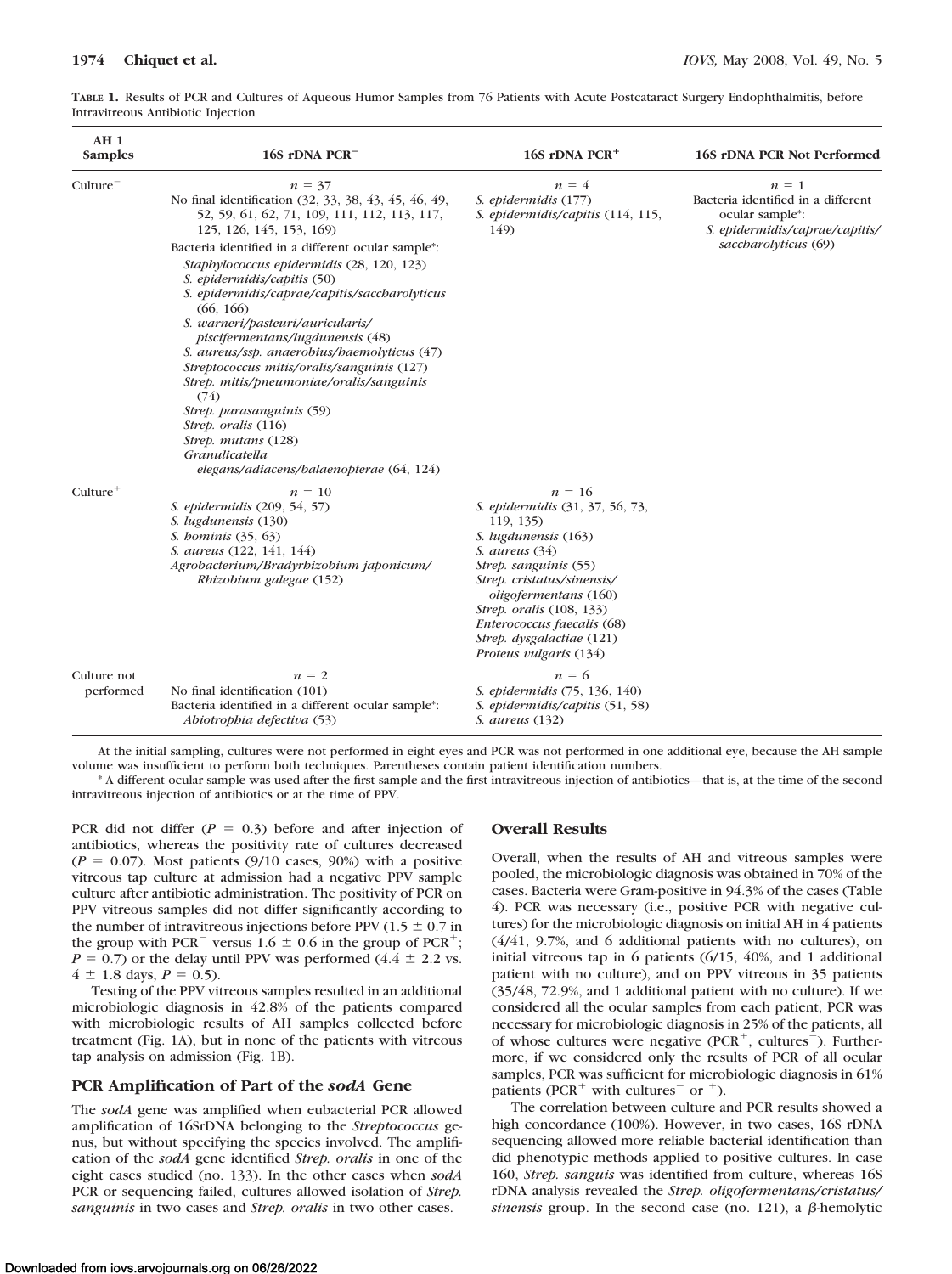**TABLE 1.** Results of PCR and Cultures of Aqueous Humor Samples from 76 Patients with Acute Postcataract Surgery Endophthalmitis, before Intravitreous Antibiotic Injection

| AH 1 Samples | 16S rDNA PCR⁻ | 16S rDNA PCR⁺ | 16S rDNA PCR Not Performed |
|---|---|---|---|
| Culture⁻ | $n = 37$<br>No final identification (32, 33, 38, 43, 45, 46, 49, 52, 59, 61, 62, 71, 109, 111, 112, 113, 117, 125, 126, 145, 153, 169)<br>Bacteria identified in a different ocular sample*:<br>*Staphylococcus epidermidis* (28, 120, 123)<br>*S. epidermidis/capitis* (50)<br>*S. epidermidis/caprae/capitis/saccharolyticus* (66, 166)<br>*S. warneri/pasteuri/auricularis/piscifermentans/lugdunensis* (48)<br>*S. aureus/ssp. anaerobius/haemolyticus* (47)<br>*Streptococcus mitis/oralis/sanguinis* (127)<br>*Strep. mitis/pneumoniae/oralis/sanguinis* (74)<br>*Strep. parasanguinis* (59)<br>*Strep. oralis* (116)<br>*Strep. mutans* (128)<br>*Granulicatella elegans/adiacens/balaenopterae* (64, 124) | $n = 4$<br>*S. epidermidis* (177)<br>*S. epidermidis/capitis* (114, 115, 149) | $n = 1$<br>Bacteria identified in a different ocular sample*:<br>*S. epidermidis/caprae/capitis/saccharolyticus* (69) |
| Culture⁺ | $n = 10$<br>*S. epidermidis* (209, 54, 57)<br>*S. lugdunensis* (130)<br>*S. hominis* (35, 63)<br>*S. aureus* (122, 141, 144)<br>*Agrobacterium/Bradyrhizobium japonicum/Rhizobium galegae* (152) | $n = 16$<br>*S. epidermidis* (31, 37, 56, 73, 119, 135)<br>*S. lugdunensis* (163)<br>*S. aureus* (34)<br>*Strep. sanguinis* (55)<br>*Strep. cristatus/sinensis/oligofermentans* (160)<br>*Strep. oralis* (108, 133)<br>*Enterococcus faecalis* (68)<br>*Strep. dysgalactiae* (121)<br>*Proteus vulgaris* (134) | |
| Culture not performed | $n = 2$<br>No final identification (101)<br>Bacteria identified in a different ocular sample*:<br>*Abiotrophia defectiva* (53) | $n = 6$<br>*S. epidermidis* (75, 136, 140)<br>*S. epidermidis/capitis* (51, 58)<br>*S. aureus* (132) | |

At the initial sampling, cultures were not performed in eight eyes and PCR was not performed in one additional eye, because the AH sample volume was insufficient to perform both techniques. Parentheses contain patient identification numbers.

\* A different ocular sample was used after the first sample and the first intravitreous injection of antibiotics—that is, at the time of the second intravitreal injection of antibiotics or at the time of PPV.

PCR did not differ ($P = 0.3$) before and after injection of antibiotics, whereas the positivity rate of cultures decreased ($P = 0.07$). Most patients (9/10 cases, 90%) with a positive vitreous tap culture at admission had a negative PPV sample culture after antibiotic administration. The positivity of PCR on PPV vitreous samples did not differ significantly according to the number of intravitreous injections before PPV (1.5 ± 0.7 in the group with PCR⁻ versus 1.6 ± 0.6 in the group of PCR⁺; $P = 0.7$) or the delay until PPV was performed (4.4 ± 2.2 vs. 4 ± 1.8 days, $P = 0.5$).

Testing of the PPV vitreous samples resulted in an additional microbiologic diagnosis in 42.8% of the patients compared with microbiologic results of AH samples collected before treatment (Fig. 1A), but in none of the patients with vitreous tap analysis on admission (Fig. 1B).

### PCR Amplification of Part of the *sodA* Gene

The *sodA* gene was amplified when eubacterial PCR allowed amplification of 16SrDNA belonging to the *Streptococcus* genus, but without specifying the species involved. The amplification of the *sodA* gene identified *Strep. oralis* in one of the eight cases studied (no. 133). In the other cases when *sodA* PCR or sequencing failed, cultures allowed isolation of *Strep. sanguinis* in two cases and *Strep. oralis* in two other cases.

### Overall Results

Overall, when the results of AH and vitreous samples were pooled, the microbiologic diagnosis was obtained in 70% of the cases. Bacteria were Gram-positive in 94.3% of the cases (Table 4). PCR was necessary (i.e., positive PCR with negative cultures) for the microbiologic diagnosis on initial AH in 4 patients (4/41, 9.7%, and 6 additional patients with no cultures), on initial vitreous tap in 6 patients (6/15, 40%, and 1 additional patient with no culture), and on PPV vitreous in 35 patients (35/48, 72.9%, and 1 additional patient with no culture). If we considered all the ocular samples from each patient, PCR was necessary for microbiologic diagnosis in 25% of the patients, all of whose cultures were negative (PCR⁺, cultures⁻). Furthermore, if we considered only the results of PCR of all ocular samples, PCR was sufficient for microbiologic diagnosis in 61% patients (PCR⁺ with cultures⁻ or ⁺).

The correlation between culture and PCR results showed a high concordance (100%). However, in two cases, 16S rDNA sequencing allowed more reliable bacterial identification than did phenotypic methods applied to positive cultures. In case 160, *Strep. sanguis* was identified from culture, whereas 16S rDNA analysis revealed the *Strep. oligofermentans/cristatus/sinensis* group. In the second case (no. 121), a β-hemolytic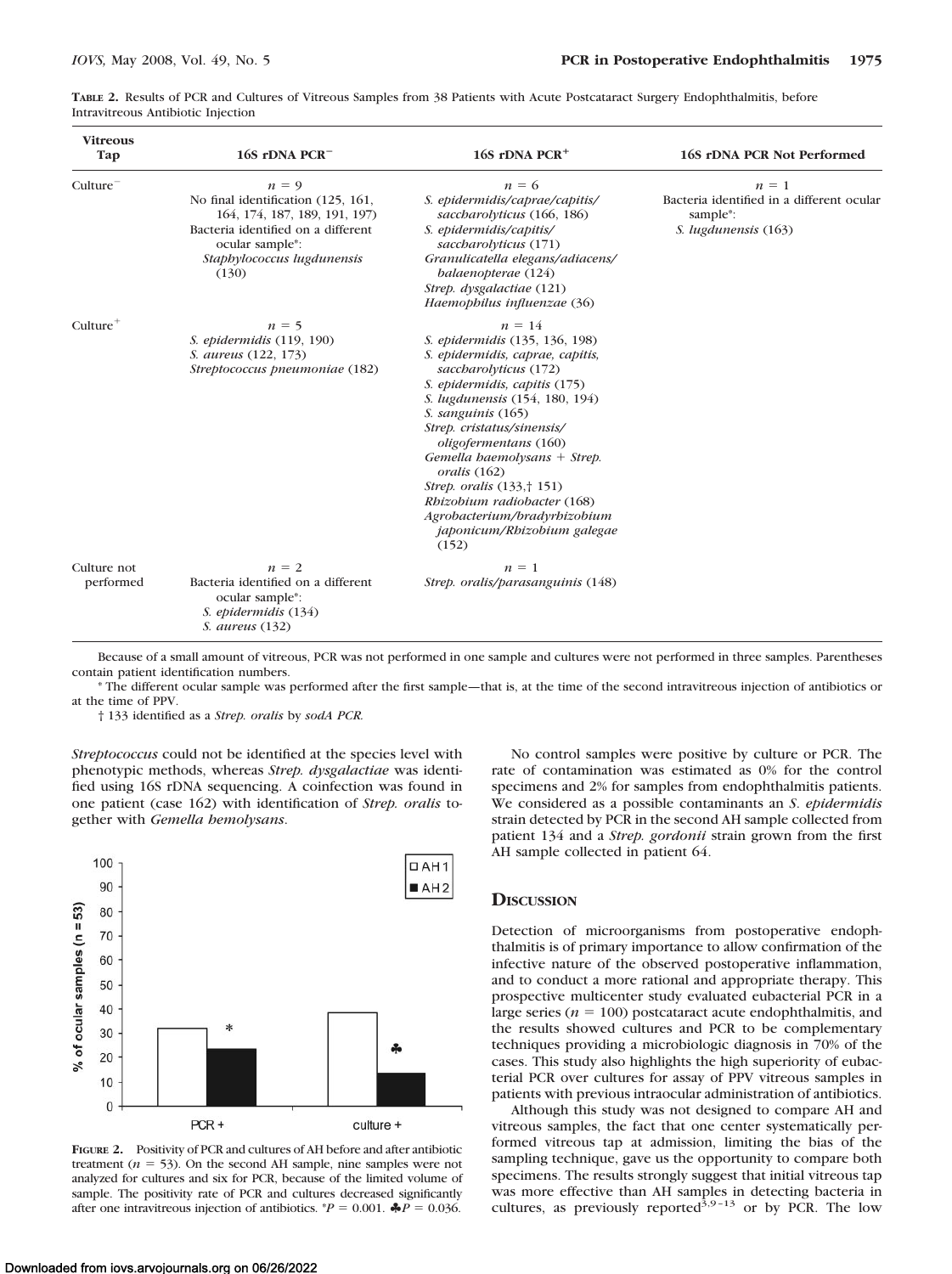**TABLE 2.** Results of PCR and Cultures of Vitreous Samples from 38 Patients with Acute Postcataract Surgery Endophthalmitis, before Intravitreous Antibiotic Injection

| Vitreous Tap | 16S rDNA PCR− | 16S rDNA PCR+ | 16S rDNA PCR Not Performed |
|---|---|---|---|
| Culture− | *n* = 9<br>No final identification (125, 161, 164, 174, 187, 189, 191, 197)<br>Bacteria identified on a different ocular sample*:<br>*Staphylococcus lugdunensis* (130) | *n* = 6<br>*S. epidermidis/caprae/capitis/saccharolyticus* (166, 186)<br>*S. epidermidis/capitis/saccharolyticus* (171)<br>*Granulicatella elegans/adiacens/balaenopterae* (124)<br>*Strep. dysgalactiae* (121)<br>*Haemophilus influenzae* (36) | *n* = 1<br>Bacteria identified in a different ocular sample*:<br>*S. lugdunensis* (163) |
| Culture+ | *n* = 5<br>*S. epidermidis* (119, 190)<br>*S. aureus* (122, 173)<br>*Streptococcus pneumoniae* (182) | *n* = 14<br>*S. epidermidis* (135, 136, 198)<br>*S. epidermidis, caprae, capitis, saccharolyticus* (172)<br>*S. epidermidis, capitis* (175)<br>*S. lugdunensis* (154, 180, 194)<br>*S. sanguinis* (165)<br>*Strep. cristatus/sinensis/oligofermentans* (160)<br>*Gemella haemolysans* + *Strep. oralis* (162)<br>*Strep. oralis* (133,† 151)<br>*Rhizobium radiobacter* (168)<br>*Agrobacterium/bradyrhizobium japonicum/Rhizobium galegae* (152) | |
| Culture not performed | *n* = 2<br>Bacteria identified on a different ocular sample*:<br>*S. epidermidis* (134)<br>*S. aureus* (132) | *n* = 1<br>*Strep. oralis/parasanguinis* (148) | |

Because of a small amount of vitreous, PCR was not performed in one sample and cultures were not performed in three samples. Parentheses contain patient identification numbers.

* The different ocular sample was performed after the first sample—that is, at the time of the second intravitreous injection of antibiotics or at the time of PPV.

† 133 identified as a *Strep. oralis* by *sodA PCR*.

*Streptococcus* could not be identified at the species level with phenotypic methods, whereas *Strep. dysgalactiae* was identified using 16S rDNA sequencing. A coinfection was found in one patient (case 162) with identification of *Strep. oralis* together with *Gemella hemolysans*.

**FIGURE 2.** Positivity of PCR and cultures of AH before and after antibiotic treatment ($n = 53$). On the second AH sample, nine samples were not analyzed for cultures and six for PCR, because of the limited volume of sample. The positivity rate of PCR and cultures decreased significantly after one intravitreous injection of antibiotics. *$P = 0.001$. ♣$P = 0.036$.

No control samples were positive by culture or PCR. The rate of contamination was estimated as 0% for the control specimens and 2% for samples from endophthalmitis patients. We considered as a possible contaminants an *S. epidermidis* strain detected by PCR in the second AH sample collected from patient 134 and a *Strep. gordonii* strain grown from the first AH sample collected in patient 64.

## Discussion

Detection of microorganisms from postoperative endophthalmitis is of primary importance to allow confirmation of the infective nature of the observed postoperative inflammation, and to conduct a more rational and appropriate therapy. This prospective multicenter study evaluated eubacterial PCR in a large series ($n = 100$) postcataract acute endophthalmitis, and the results showed cultures and PCR to be complementary techniques providing a microbiologic diagnosis in 70% of the cases. This study also highlights the high superiority of eubacterial PCR over cultures for assay of PPV vitreous samples in patients with previous intraocular administration of antibiotics.

Although this study was not designed to compare AH and vitreous samples, the fact that one center systematically performed vitreous tap at admission, limiting the bias of the sampling technique, gave us the opportunity to compare both specimens. The results strongly suggest that initial vitreous tap was more effective than AH samples in detecting bacteria in cultures, as previously reported[3,9–13] or by PCR. The low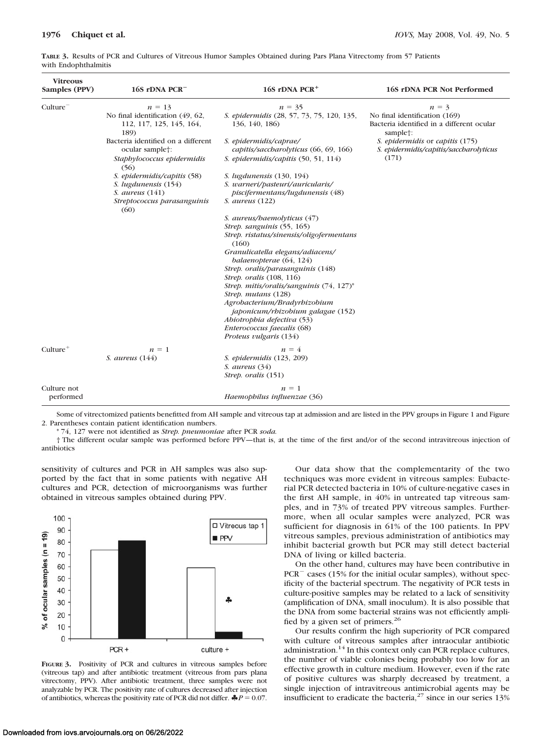**TABLE 3.** Results of PCR and Cultures of Vitreous Humor Samples Obtained during Pars Plana Vitrectomy from 57 Patients with Endophthalmitis

| Vitreous Samples (PPV) | 16S rDNA PCR$^-$ | 16S rDNA PCR$^+$ | 16S rDNA PCR Not Performed |
|---|---|---|---|
| Culture$^-$ | $n = 13$<br>No final identification (49, 62, 112, 117, 125, 145, 164, 189)<br>Bacteria identified on a different ocular sample†:<br>*Staphylococcus epidermidis* (56)<br>*S. epidermidis/capitis* (58)<br>*S. lugdunensis* (154)<br>*S. aureus* (141)<br>*Streptococcus parasanguinis* (60) | $n = 35$<br>*S. epidermidis* (28, 57, 73, 75, 120, 135, 136, 140, 186)<br>*S. epidermidis/caprae/capitis/saccharolyticus* (66, 69, 166)<br>*S. epidermidis/capitis* (50, 51, 114)<br>*S. lugdunensis* (130, 194)<br>*S. warneri/pasteuri/auricularis/piscifermentans/lugdunensis* (48)<br>*S. aureus* (122)<br>*S. aureus/haemolyticus* (47)<br>*Strep. sanguinis* (55, 165)<br>*Strep. ristatus/sinensis/oligofermentans* (160)<br>*Granulicatella elegans/adiacens/balaenopterae* (64, 124)<br>*Strep. oralis/parasanguinis* (148)<br>*Strep. oralis* (108, 116)<br>*Strep. mitis/oralis/sanguinis* (74, 127)*<br>*Strep. mutans* (128)<br>*Agrobacterium/Bradyrhizobium japonicum/rhizobium galagae* (152)<br>*Abiotrophia defectiva* (53)<br>*Enterococcus faecalis* (68)<br>*Proteus vulgaris* (134) | $n = 3$<br>No final identification (169)<br>Bacteria identified in a different ocular sample†:<br>*S. epidermidis* or *capitis* (175)<br>*S. epidermidis/capitis/saccharolyticus* (171) |
| Culture$^+$ | $n = 1$<br>*S. aureus* (144) | $n = 4$<br>*S. epidermidis* (123, 209)<br>*S. aureus* (34)<br>*Strep. oralis* (151) | |
| Culture not performed | | $n = 1$<br>*Haemophilus influenzae* (36) | |

Some of vitrectomized patients benefitted from AH sample and vitreous tap at admission and are listed in the PPV groups in Figure 1 and Figure 2. Parentheses contain patient identification numbers.

* 74, 127 were not identified as *Strep. pneumoniae* after PCR *soda.*

† The different ocular sample was performed before PPV—that is, at the time of the first and/or of the second intravitreous injection of antibiotics

sensitivity of cultures and PCR in AH samples was also supported by the fact that in some patients with negative AH cultures and PCR, detection of microorganisms was further obtained in vitreous samples obtained during PPV.

**FIGURE 3.** Positivity of PCR and cultures in vitreous samples before (vitreous tap) and after antibiotic treatment (vitreous from pars plana vitrectomy, PPV). After antibiotic treatment, three samples were not analyzable by PCR. The positivity rate of cultures decreased after injection of antibiotics, whereas the positivity rate of PCR did not differ. ♣$P = 0.07$.

Our data show that the complementarity of the two techniques was more evident in vitreous samples: Eubacterial PCR detected bacteria in 10% of culture-negative cases in the first AH sample, in 40% in untreated tap vitreous samples, and in 73% of treated PPV vitreous samples. Furthermore, when all ocular samples were analyzed, PCR was sufficient for diagnosis in 61% of the 100 patients. In PPV vitreous samples, previous administration of antibiotics may inhibit bacterial growth but PCR may still detect bacterial DNA of living or killed bacteria.

On the other hand, cultures may have been contributive in PCR$^-$ cases (15% for the initial ocular samples), without specificity of the bacterial spectrum. The negativity of PCR tests in culture-positive samples may be related to a lack of sensitivity (amplification of DNA, small inoculum). It is also possible that the DNA from some bacterial strains was not efficiently amplified by a given set of primers.[26]

Our results confirm the high superiority of PCR compared with culture of vitreous samples after intraocular antibiotic administration.[14] In this context only can PCR replace cultures, the number of viable colonies being probably too low for an effective growth in culture medium. However, even if the rate of positive cultures was sharply decreased by treatment, a single injection of intravitreous antimicrobial agents may be insufficient to eradicate the bacteria,[27] since in our series 13%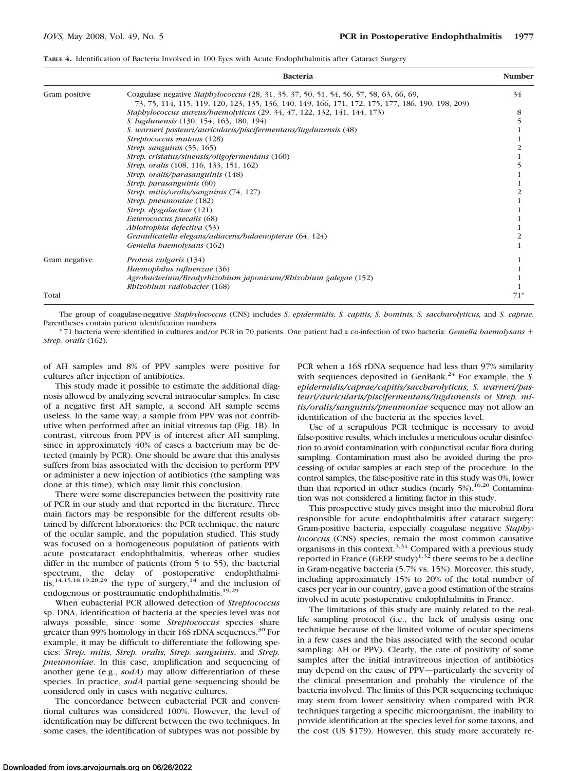**TABLE 4.** Identification of Bacteria Involved in 100 Eyes with Acute Endophthalmitis after Cataract Surgery

| | Bacteria | Number |
|---|---|---|
| Gram positive | Coagulase negative *Staphylococcus* (28, 31, 35, 37, 50, 51, 54, 56, 57, 58, 63, 66, 69, 73, 75, 114, 115, 119, 120, 123, 135, 136, 140, 149, 166, 171, 172, 175, 177, 186, 190, 198, 209) | 34 |
| | *Staphylococcus aureus/haemolyticus* (29, 34, 47, 122, 132, 141, 144, 173) | 8 |
| | *S. lugdunensis* (130, 154, 163, 180, 194) | 5 |
| | *S. warneri pasteuri/auricularis/piscifermentans/lugdunensis* (48) | 1 |
| | *Streptococcus mutans* (128) | 1 |
| | *Strep. sanguinis* (55, 165) | 2 |
| | *Strep. cristatus/sinensis/oligofermentans* (160) | 1 |
| | *Strep. oralis* (108, 116, 133, 151, 162) | 5 |
| | *Strep. oralis/parasanguinis* (148) | 1 |
| | *Strep. parasanguinis* (60) | 1 |
| | *Strep. mitis/oralis/sanguinis* (74, 127) | 2 |
| | *Strep. pneumoniae* (182) | 1 |
| | *Strep. dysgalactiae* (121) | 1 |
| | *Enterococcus faecalis* (68) | 1 |
| | *Abiotrophia defectiva* (53) | 1 |
| | *Granulicatella elegans/adiacens/balaenopterae* (64, 124) | 2 |
| | *Gemella haemolysans* (162) | 1 |
| Gram negative | *Proteus vulgaris* (134) | 1 |
| | *Haemophilus influenzae* (36) | 1 |
| | *Agrobacterium/Bradyrhizobium japonicum/Rhizobium galegae* (152) | 1 |
| | *Rhizobium radiobacter* (168) | 1 |
| Total | | 71* |

The group of coagulase-negative *Staphylococcus* (CNS) includes *S. epidermidis, S. capitis, S. hominis, S. saccharolyticus,* and *S. caprae.* Parentheses contain patient identification numbers.

\* 71 bacteria were identified in cultures and/or PCR in 70 patients. One patient had a co-infection of two bacteria: *Gemella haemolysans* + *Strep. oralis* (162).

of AH samples and 8% of PPV samples were positive for cultures after injection of antibiotics.

This study made it possible to estimate the additional diagnosis allowed by analyzing several intraocular samples. In case of a negative first AH sample, a second AH sample seems useless. In the same way, a sample from PPV was not contributive when performed after an initial vitreous tap (Fig. 1B). In contrast, vitreous from PPV is of interest after AH sampling, since in approximately 40% of cases a bacterium may be detected (mainly by PCR). One should be aware that this analysis suffers from bias associated with the decision to perform PPV or administer a new injection of antibiotics (the sampling was done at this time), which may limit this conclusion.

There were some discrepancies between the positivity rate of PCR in our study and that reported in the literature. Three main factors may be responsible for the different results obtained by different laboratories: the PCR technique, the nature of the ocular sample, and the population studied. This study was focused on a homogeneous population of patients with acute postcataract endophthalmitis, whereas other studies differ in the number of patients (from 5 to 55), the bacterial spectrum, the delay of postoperative endophthalmitis,[14,15,18,19,28,29] the type of surgery,[14] and the inclusion of endogenous or posttraumatic endophthalmitis.[19,29]

When eubacterial PCR allowed detection of *Streptococcus* sp. DNA, identification of bacteria at the species level was not always possible, since some *Streptococcus* species share greater than 99% homology in their 16S rDNA sequences.[30] For example, it may be difficult to differentiate the following species: *Strep. mitis, Strep. oralis, Strep. sanguinis*, and *Strep. pneumoniae*. In this case, amplification and sequencing of another gene (e.g., *sodA*) may allow differentiation of these species. In practice, *sodA* partial gene sequencing should be considered only in cases with negative cultures.

The concordance between eubacterial PCR and conventional cultures was considered 100%. However, the level of identification may be different between the two techniques. In some cases, the identification of subtypes was not possible by PCR when a 16S rDNA sequence had less than 97% similarity with sequences deposited in GenBank.[24] For example, the *S. epidermidis/caprae/capitis/saccharolyticus, S. warneri/pasteuri/auricularis/piscifermentans/lugdunensis* or *Strep. mitis/oralis/sanguinis/pneumoniae* sequence may not allow an identification of the bacteria at the species level.

Use of a scrupulous PCR technique is necessary to avoid false-positive results, which includes a meticulous ocular disinfection to avoid contamination with conjunctival ocular flora during sampling. Contamination must also be avoided during the processing of ocular samples at each step of the procedure. In the control samples, the false-positive rate in this study was 0%, lower than that reported in other studies (nearly 5%).[16,20] Contamination was not considered a limiting factor in this study.

This prospective study gives insight into the microbial flora responsible for acute endophthalmitis after cataract surgery: Gram-positive bacteria, especially coagulase negative *Staphylococcus* (CNS) species, remain the most common causative organisms in this context.[3,31] Compared with a previous study reported in France (GEEP study)[1,32] there seems to be a decline in Gram-negative bacteria (5.7% vs. 15%). Moreover, this study, including approximately 15% to 20% of the total number of cases per year in our country, gave a good estimation of the strains involved in acute postoperative endophthalmitis in France.

The limitations of this study are mainly related to the real-life sampling protocol (i.e., the lack of analysis using one technique because of the limited volume of ocular specimens in a few cases and the bias associated with the second ocular sampling: AH or PPV). Clearly, the rate of positivity of some samples after the initial intravitreous injection of antibiotics may depend on the cause of PPV—particularly the severity of the clinical presentation and probably the virulence of the bacteria involved. The limits of this PCR sequencing technique may stem from lower sensitivity when compared with PCR techniques targeting a specific microorganism, the inability to provide identification at the species level for some taxons, and the cost (US $179). However, this study more accurately re-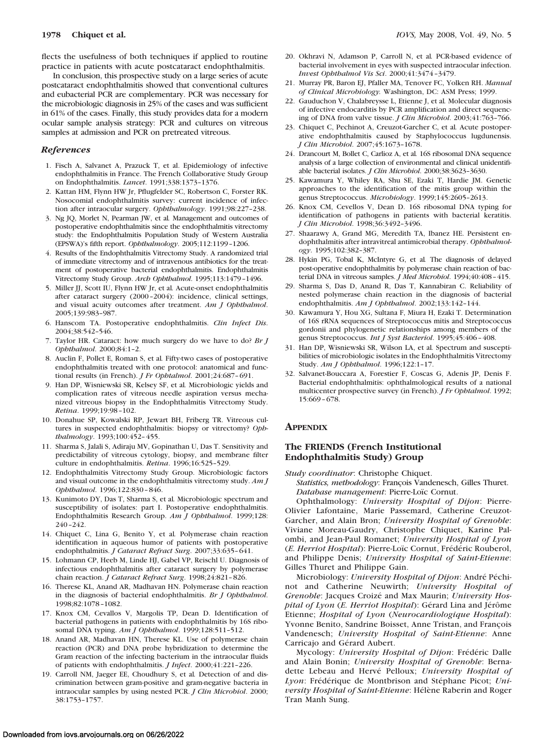flects the usefulness of both techniques if applied to routine practice in patients with acute postcataract endophthalmitis.

In conclusion, this prospective study on a large series of acute postcataract endophthalmitis showed that conventional cultures and eubacterial PCR are complementary. PCR was necessary for the microbiologic diagnosis in 25% of the cases and was sufficient in 61% of the cases. Finally, this study provides data for a modern ocular sample analysis strategy: PCR and cultures on vitreous samples at admission and PCR on pretreated vitreous.

## References

1. Fisch A, Salvanet A, Prazuck T, et al. Epidemiology of infective endophthalmitis in France. The French Collaborative Study Group on Endophthalmitis. *Lancet*. 1991;338:1373–1376.
2. Kattan HM, Flynn HW Jr, Pflugfelder SC, Robertson C, Forster RK. Nosocomial endophthalmitis survey: current incidence of infection after intraocular surgery. *Ophthalmology*. 1991;98:227–238.
3. Ng JQ, Morlet N, Pearman JW, et al. Management and outcomes of postoperative endophthalmitis since the endophthalmitis vitrectomy study: the Endophthalmitis Population Study of Western Australia (EPSWA)'s fifth report. *Ophthalmology*. 2005;112:1199–1206.
4. Results of the Endophthalmitis Vitrectomy Study. A randomized trial of immediate vitrectomy and of intravenous antibiotics for the treatment of postoperative bacterial endophthalmitis. Endophthalmitis Vitrectomy Study Group. *Arch Ophthalmol*. 1995;113:1479–1496.
5. Miller JJ, Scott IU, Flynn HW Jr, et al. Acute-onset endophthalmitis after cataract surgery (2000–2004): incidence, clinical settings, and visual acuity outcomes after treatment. *Am J Ophthalmol*. 2005;139:983–987.
6. Hanscom TA. Postoperative endophthalmitis. *Clin Infect Dis*. 2004;38:542–546.
7. Taylor HR. Cataract: how much surgery do we have to do? *Br J Ophthalmol*. 2000;84:1–2.
8. Auclin F, Pollet E, Roman S, et al. Fifty-two cases of postoperative endophthalmitis treated with one protocol: anatomical and functional results (in French). *J Fr Ophtalmol*. 2001;24:687–691.
9. Han DP, Wisniewski SR, Kelsey SF, et al. Microbiologic yields and complication rates of vitreous needle aspiration versus mechanized vitreous biopsy in the Endophthalmitis Vitrectomy Study. *Retina*. 1999;19:98–102.
10. Donahue SP, Kowalski RP, Jewart BH, Friberg TR. Vitreous cultures in suspected endophthalmitis: biopsy or vitrectomy? *Ophthalmology*. 1993;100:452–455.
11. Sharma S, Jalali S, Adiraju MV, Gopinathan U, Das T. Sensitivity and predictability of vitreous cytology, biopsy, and membrane filter culture in endophthalmitis. *Retina*. 1996;16:525–529.
12. Endophthalmitis Vitrectomy Study Group. Microbiologic factors and visual outcome in the endophthalmitis vitrectomy study. *Am J Ophthalmol*. 1996;122:830–846.
13. Kunimoto DY, Das T, Sharma S, et al. Microbiologic spectrum and susceptibility of isolates: part I. Postoperative endophthalmitis. Endophthalmitis Research Group. *Am J Ophthalmol*. 1999;128:240–242.
14. Chiquet C, Lina G, Benito Y, et al. Polymerase chain reaction identification in aqueous humor of patients with postoperative endophthalmitis. *J Cataract Refract Surg*. 2007;33:635–641.
15. Lohmann CP, Heeb M, Linde HJ, Gabel VP, Reischl U. Diagnosis of infectious endophthalmitis after cataract surgery by polymerase chain reaction. *J Cataract Refract Surg*. 1998;24:821–826.
16. Therese KL, Anand AR, Madhavan HN. Polymerase chain reaction in the diagnosis of bacterial endophthalmitis. *Br J Ophthalmol*. 1998;82:1078–1082.
17. Knox CM, Cevallos V, Margolis TP, Dean D. Identification of bacterial pathogens in patients with endophthalmitis by 16S ribosomal DNA typing. *Am J Ophthalmol*. 1999;128:511–512.
18. Anand AR, Madhavan HN, Therese KL. Use of polymerase chain reaction (PCR) and DNA probe hybridization to determine the Gram reaction of the infecting bacterium in the intraocular fluids of patients with endophthalmitis. *J Infect*. 2000;41:221–226.
19. Carroll NM, Jaeger EE, Choudhury S, et al. Detection of and discrimination between gram-positive and gram-negative bacteria in intraocular samples by using nested PCR. *J Clin Microbiol*. 2000;38:1753–1757.
20. Okhravi N, Adamson P, Carroll N, et al. PCR-based evidence of bacterial involvement in eyes with suspected intraocular infection. *Invest Ophthalmol Vis Sci*. 2000;41:3474–3479.
21. Murray PR, Baron EJ, Pfaller MA, Tenover FC, Yolken RH. *Manual of Clinical Microbiology*. Washington, DC: ASM Press; 1999.
22. Gauduchon V, Chalabreysse L, Etienne J, et al. Molecular diagnosis of infective endocarditis by PCR amplification and direct sequencing of DNA from valve tissue. *J Clin Microbiol*. 2003;41:763–766.
23. Chiquet C, Pechinot A, Creuzot-Garcher C, et al. Acute postoperative endophthalmitis caused by Staphylococcus lugdunensis. *J Clin Microbiol*. 2007;45:1673–1678.
24. Drancourt M, Bollet C, Carlioz A, et al. 16S ribosomal DNA sequence analysis of a large collection of environmental and clinical unidentifiable bacterial isolates. *J Clin Microbiol*. 2000;38:3623–3630.
25. Kawamura Y, Whiley RA, Shu SE, Ezaki T, Hardie JM. Genetic approaches to the identification of the mitis group within the genus Streptococcus. *Microbiology*. 1999;145:2605–2613.
26. Knox CM, Cevellos V, Dean D. 16S ribosomal DNA typing for identification of pathogens in patients with bacterial keratitis. *J Clin Microbiol*. 1998;36:3492–3496.
27. Shaarawy A, Grand MG, Meredith TA, Ibanez HE. Persistent endophthalmitis after intravitreal antimicrobial therapy. *Ophthalmology*. 1995;102:382–387.
28. Hykin PG, Tobal K, McIntyre G, et al. The diagnosis of delayed post-operative endophthalmitis by polymerase chain reaction of bacterial DNA in vitreous samples. *J Med Microbiol*. 1994;40:408–415.
29. Sharma S, Das D, Anand R, Das T, Kannabiran C. Reliability of nested polymerase chain reaction in the diagnosis of bacterial endophthalmitis. *Am J Ophthalmol*. 2002;133:142–144.
30. Kawamura Y, Hou XG, Sultana F, Miura H, Ezaki T. Determination of 16S rRNA sequences of Streptococcus mitis and Streptococcus gordonii and phylogenetic relationships among members of the genus Streptococcus. *Int J Syst Bacteriol*. 1995;45:406–408.
31. Han DP, Wisniewski SR, Wilson LA, et al. Spectrum and susceptibilities of microbiologic isolates in the Endophthalmitis Vitrectomy Study. *Am J Ophthalmol*. 1996;122:1–17.
32. Salvanet-Bouccara A, Forestier F, Coscas G, Adenis JP, Denis F. Bacterial endophthalmitis: ophthalmological results of a national multicenter prospective survey (in French). *J Fr Ophtalmol*. 1992;15:669–678.

## Appendix

### The FRIENDS (French Institutional Endophthalmitis Study) Group

*Study coordinator*: Christophe Chiquet.

*Statistics, methodology*: François Vandenesch, Gilles Thuret.

*Database management*: Pierre-Loïc Cornut.

Ophthalmology: *University Hospital of Dijon*: Pierre-Olivier Lafontaine, Marie Passemard, Catherine Creuzot-Garcher, and Alain Bron; *University Hospital of Grenoble*: Viviane Moreau-Gaudry, Christophe Chiquet, Karine Palombi, and Jean-Paul Romanet; *University Hospital of Lyon* (*E. Herriot Hospital*): Pierre-Loïc Cornut, Frédéric Rouberol, and Philippe Denis; *University Hospital of Saint-Etienne*: Gilles Thuret and Philippe Gain.

Microbiology: *University Hospital of Dijon*: André Péchinot and Catherine Neuwirth; *University Hospital of Grenoble*: Jacques Croizé and Max Maurin; *University Hospital of Lyon* (*E. Herriot Hospital*): Gérard Lina and Jérôme Etienne; *Hospital of Lyon* (*Neurocardiologique Hospital*): Yvonne Benito, Sandrine Boisset, Anne Tristan, and François Vandenesch; *University Hospital of Saint-Etienne*: Anne Carricajo and Gérard Aubert.

Mycology: *University Hospital of Dijon*: Frédéric Dalle and Alain Bonin; *University Hospital of Grenoble*: Bernadette Lebeau and Hervé Pelloux; *University Hospital of Lyon*: Frédérique de Montbrison and Stéphane Picot; *University Hospital of Saint-Etienne*: Hélène Raberin and Roger Tran Manh Sung.